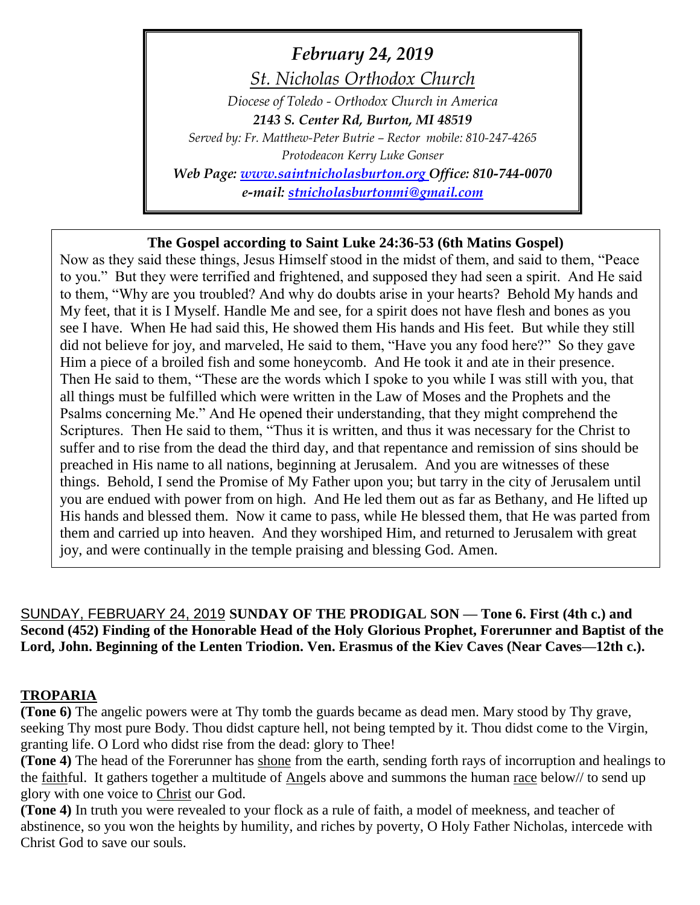*February 24, 2019*

*St. Nicholas Orthodox Church*

*Diocese of Toledo - Orthodox Church in America*

***2143 S. Center Rd, Burton, MI 48519***

*Served by: Fr. Matthew-Peter Butrie – Rector mobile: 810-247-4265*

*Protodeacon Kerry Luke Gonser*

***Web Page: [www.saintnicholasburton.org](http://www.saintnicholasburton.org) Office: 810-744-0070***

***e-mail: [stnicholasburtonmi@gmail.com](mailto:stnicholasburtonmi@gmail.com)***

**The Gospel according to Saint Luke 24:36-53 (6th Matins Gospel)**

Now as they said these things, Jesus Himself stood in the midst of them, and said to them, "Peace to you." But they were terrified and frightened, and supposed they had seen a spirit. And He said to them, "Why are you troubled? And why do doubts arise in your hearts? Behold My hands and My feet, that it is I Myself. Handle Me and see, for a spirit does not have flesh and bones as you see I have. When He had said this, He showed them His hands and His feet. But while they still did not believe for joy, and marveled, He said to them, "Have you any food here?" So they gave Him a piece of a broiled fish and some honeycomb. And He took it and ate in their presence. Then He said to them, "These are the words which I spoke to you while I was still with you, that all things must be fulfilled which were written in the Law of Moses and the Prophets and the Psalms concerning Me." And He opened their understanding, that they might comprehend the Scriptures. Then He said to them, "Thus it is written, and thus it was necessary for the Christ to suffer and to rise from the dead the third day, and that repentance and remission of sins should be preached in His name to all nations, beginning at Jerusalem. And you are witnesses of these things. Behold, I send the Promise of My Father upon you; but tarry in the city of Jerusalem until you are endued with power from on high. And He led them out as far as Bethany, and He lifted up His hands and blessed them. Now it came to pass, while He blessed them, that He was parted from them and carried up into heaven. And they worshiped Him, and returned to Jerusalem with great joy, and were continually in the temple praising and blessing God. Amen.

SUNDAY, FEBRUARY 24, 2019 **SUNDAY OF THE PRODIGAL SON — Tone 6. First (4th c.) and Second (452) Finding of the Honorable Head of the Holy Glorious Prophet, Forerunner and Baptist of the Lord, John. Beginning of the Lenten Triodion. Ven. Erasmus of the Kiev Caves (Near Caves—12th c.).**

## TROPARIA

**(Tone 6)** The angelic powers were at Thy tomb the guards became as dead men. Mary stood by Thy grave, seeking Thy most pure Body. Thou didst capture hell, not being tempted by it. Thou didst come to the Virgin, granting life. O Lord who didst rise from the dead: glory to Thee!

**(Tone 4)** The head of the Forerunner has shone from the earth, sending forth rays of incorruption and healings to the faithful. It gathers together a multitude of Angels above and summons the human race below// to send up glory with one voice to Christ our God.

**(Tone 4)** In truth you were revealed to your flock as a rule of faith, a model of meekness, and teacher of abstinence, so you won the heights by humility, and riches by poverty, O Holy Father Nicholas, intercede with Christ God to save our souls.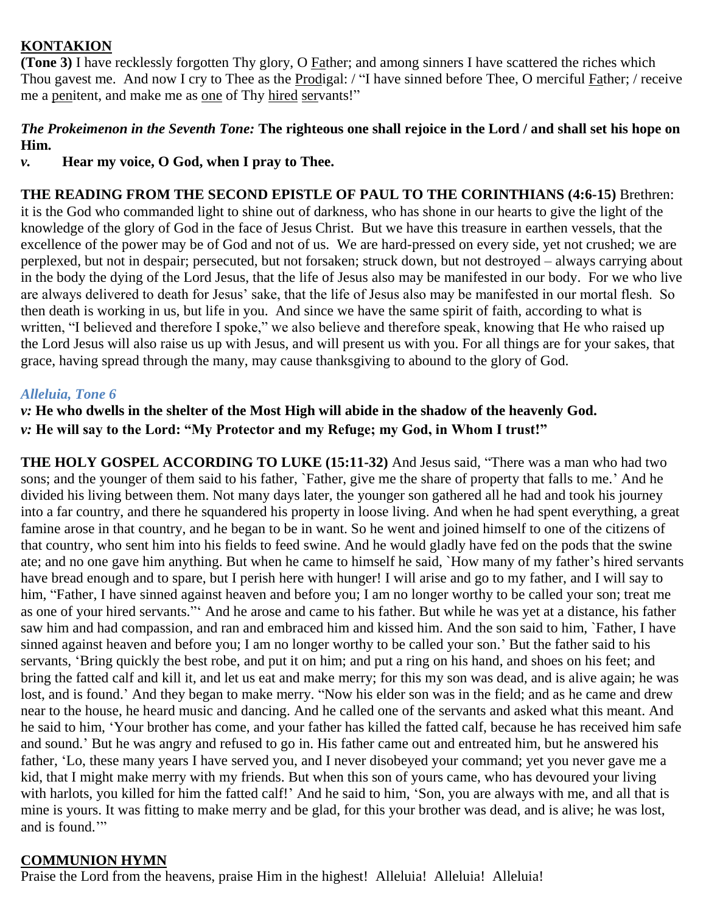## KONTAKION

**(Tone 3)** I have recklessly forgotten Thy glory, O Father; and among sinners I have scattered the riches which Thou gavest me. And now I cry to Thee as the Prodigal: / "I have sinned before Thee, O merciful Father; / receive me a penitent, and make me as one of Thy hired servants!"

***The Prokeimenon in the Seventh Tone:*** **The righteous one shall rejoice in the Lord / and shall set his hope on Him.**

***v.*** **Hear my voice, O God, when I pray to Thee.**

**THE READING FROM THE SECOND EPISTLE OF PAUL TO THE CORINTHIANS (4:6-15)** Brethren: it is the God who commanded light to shine out of darkness, who has shone in our hearts to give the light of the knowledge of the glory of God in the face of Jesus Christ. But we have this treasure in earthen vessels, that the excellence of the power may be of God and not of us. We are hard-pressed on every side, yet not crushed; we are perplexed, but not in despair; persecuted, but not forsaken; struck down, but not destroyed – always carrying about in the body the dying of the Lord Jesus, that the life of Jesus also may be manifested in our body. For we who live are always delivered to death for Jesus' sake, that the life of Jesus also may be manifested in our mortal flesh. So then death is working in us, but life in you. And since we have the same spirit of faith, according to what is written, "I believed and therefore I spoke," we also believe and therefore speak, knowing that He who raised up the Lord Jesus will also raise us up with Jesus, and will present us with you. For all things are for your sakes, that grace, having spread through the many, may cause thanksgiving to abound to the glory of God.

***Alleluia, Tone 6***

***v:*** **He who dwells in the shelter of the Most High will abide in the shadow of the heavenly God.**

***v:*** **He will say to the Lord: "My Protector and my Refuge; my God, in Whom I trust!"**

**THE HOLY GOSPEL ACCORDING TO LUKE (15:11-32)** And Jesus said, "There was a man who had two sons; and the younger of them said to his father, `Father, give me the share of property that falls to me.' And he divided his living between them. Not many days later, the younger son gathered all he had and took his journey into a far country, and there he squandered his property in loose living. And when he had spent everything, a great famine arose in that country, and he began to be in want. So he went and joined himself to one of the citizens of that country, who sent him into his fields to feed swine. And he would gladly have fed on the pods that the swine ate; and no one gave him anything. But when he came to himself he said, `How many of my father's hired servants have bread enough and to spare, but I perish here with hunger! I will arise and go to my father, and I will say to him, "Father, I have sinned against heaven and before you; I am no longer worthy to be called your son; treat me as one of your hired servants."' And he arose and came to his father. But while he was yet at a distance, his father saw him and had compassion, and ran and embraced him and kissed him. And the son said to him, `Father, I have sinned against heaven and before you; I am no longer worthy to be called your son.' But the father said to his servants, 'Bring quickly the best robe, and put it on him; and put a ring on his hand, and shoes on his feet; and bring the fatted calf and kill it, and let us eat and make merry; for this my son was dead, and is alive again; he was lost, and is found.' And they began to make merry. "Now his elder son was in the field; and as he came and drew near to the house, he heard music and dancing. And he called one of the servants and asked what this meant. And he said to him, 'Your brother has come, and your father has killed the fatted calf, because he has received him safe and sound.' But he was angry and refused to go in. His father came out and entreated him, but he answered his father, 'Lo, these many years I have served you, and I never disobeyed your command; yet you never gave me a kid, that I might make merry with my friends. But when this son of yours came, who has devoured your living with harlots, you killed for him the fatted calf!' And he said to him, 'Son, you are always with me, and all that is mine is yours. It was fitting to make merry and be glad, for this your brother was dead, and is alive; he was lost, and is found.'"

## COMMUNION HYMN

Praise the Lord from the heavens, praise Him in the highest! Alleluia! Alleluia! Alleluia!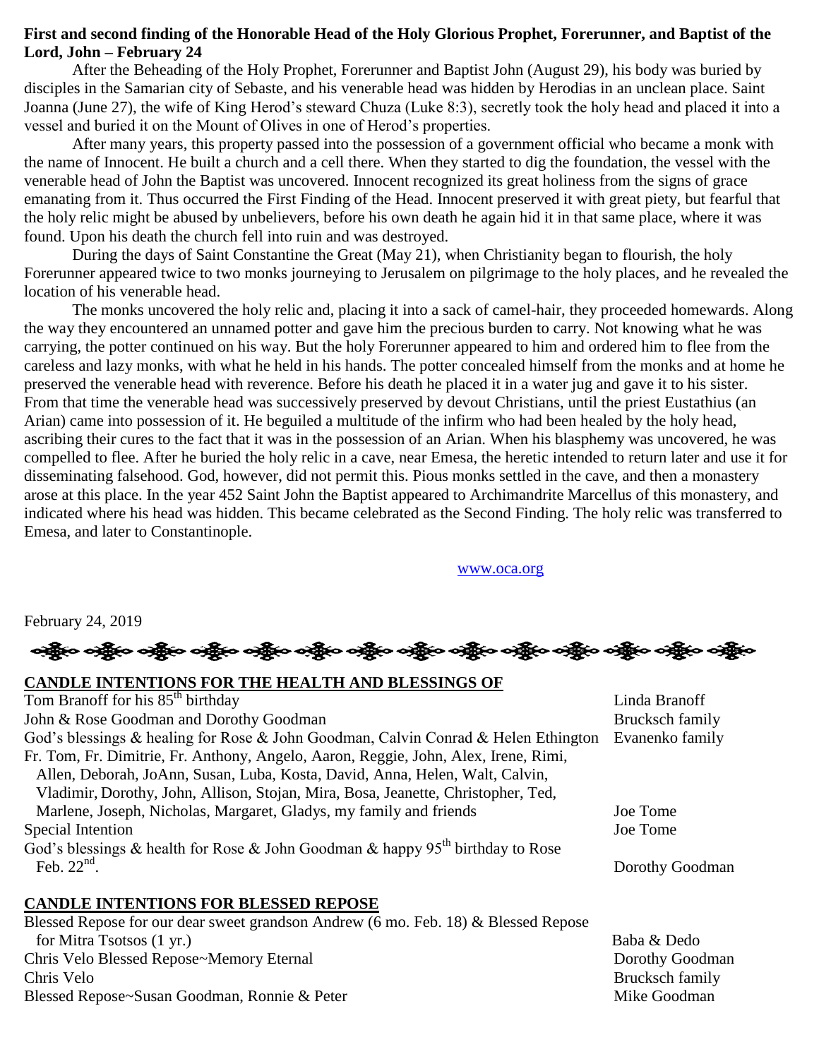**First and second finding of the Honorable Head of the Holy Glorious Prophet, Forerunner, and Baptist of the Lord, John – February 24**

After the Beheading of the Holy Prophet, Forerunner and Baptist John (August 29), his body was buried by disciples in the Samarian city of Sebaste, and his venerable head was hidden by Herodias in an unclean place. Saint Joanna (June 27), the wife of King Herod's steward Chuza (Luke 8:3), secretly took the holy head and placed it into a vessel and buried it on the Mount of Olives in one of Herod's properties.

After many years, this property passed into the possession of a government official who became a monk with the name of Innocent. He built a church and a cell there. When they started to dig the foundation, the vessel with the venerable head of John the Baptist was uncovered. Innocent recognized its great holiness from the signs of grace emanating from it. Thus occurred the First Finding of the Head. Innocent preserved it with great piety, but fearful that the holy relic might be abused by unbelievers, before his own death he again hid it in that same place, where it was found. Upon his death the church fell into ruin and was destroyed.

During the days of Saint Constantine the Great (May 21), when Christianity began to flourish, the holy Forerunner appeared twice to two monks journeying to Jerusalem on pilgrimage to the holy places, and he revealed the location of his venerable head.

The monks uncovered the holy relic and, placing it into a sack of camel-hair, they proceeded homewards. Along the way they encountered an unnamed potter and gave him the precious burden to carry. Not knowing what he was carrying, the potter continued on his way. But the holy Forerunner appeared to him and ordered him to flee from the careless and lazy monks, with what he held in his hands. The potter concealed himself from the monks and at home he preserved the venerable head with reverence. Before his death he placed it in a water jug and gave it to his sister. From that time the venerable head was successively preserved by devout Christians, until the priest Eustathius (an Arian) came into possession of it. He beguiled a multitude of the infirm who had been healed by the holy head, ascribing their cures to the fact that it was in the possession of an Arian. When his blasphemy was uncovered, he was compelled to flee. After he buried the holy relic in a cave, near Emesa, the heretic intended to return later and use it for disseminating falsehood. God, however, did not permit this. Pious monks settled in the cave, and then a monastery arose at this place. In the year 452 Saint John the Baptist appeared to Archimandrite Marcellus of this monastery, and indicated where his head was hidden. This became celebrated as the Second Finding. The holy relic was transferred to Emesa, and later to Constantinople.

www.oca.org

February 24, 2019

**CANDLE INTENTIONS FOR THE HEALTH AND BLESSINGS OF**

| | |
|---|---|
| Tom Branoff for his 85th birthday | Linda Branoff |
| John & Rose Goodman and Dorothy Goodman | Brucksch family |
| God's blessings & healing for Rose & John Goodman, Calvin Conrad & Helen Ethington | Evanenko family |
| Fr. Tom, Fr. Dimitrie, Fr. Anthony, Angelo, Aaron, Reggie, John, Alex, Irene, Rimi, Allen, Deborah, JoAnn, Susan, Luba, Kosta, David, Anna, Helen, Walt, Calvin, Vladimir, Dorothy, John, Allison, Stojan, Mira, Bosa, Jeanette, Christopher, Ted, Marlene, Joseph, Nicholas, Margaret, Gladys, my family and friends | Joe Tome |
| Special Intention | Joe Tome |
| God's blessings & health for Rose & John Goodman & happy 95th birthday to Rose Feb. 22nd. | Dorothy Goodman |

**CANDLE INTENTIONS FOR BLESSED REPOSE**

| | |
|---|---|
| Blessed Repose for our dear sweet grandson Andrew (6 mo. Feb. 18) & Blessed Repose for Mitra Tsotsos (1 yr.) | Baba & Dedo |
| Chris Velo Blessed Repose~Memory Eternal | Dorothy Goodman |
| Chris Velo | Brucksch family |
| Blessed Repose~Susan Goodman, Ronnie & Peter | Mike Goodman |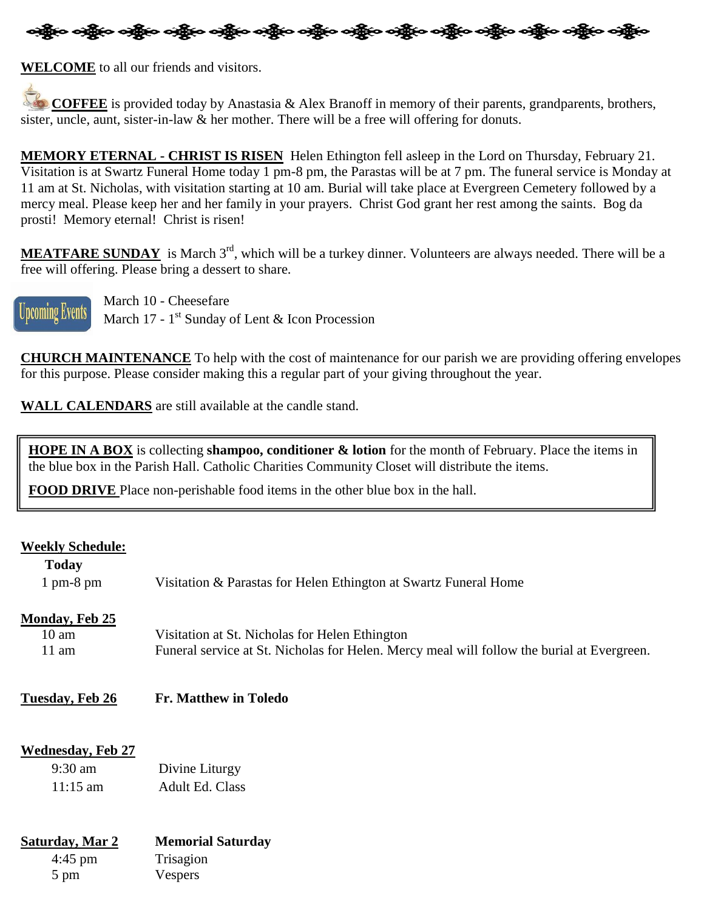**WELCOME** to all our friends and visitors.

**COFFEE** is provided today by Anastasia & Alex Branoff in memory of their parents, grandparents, brothers, sister, uncle, aunt, sister-in-law & her mother. There will be a free will offering for donuts.

**MEMORY ETERNAL - CHRIST IS RISEN** Helen Ethington fell asleep in the Lord on Thursday, February 21. Visitation is at Swartz Funeral Home today 1 pm-8 pm, the Parastas will be at 7 pm. The funeral service is Monday at 11 am at St. Nicholas, with visitation starting at 10 am. Burial will take place at Evergreen Cemetery followed by a mercy meal. Please keep her and her family in your prayers. Christ God grant her rest among the saints. Bog da prosti! Memory eternal! Christ is risen!

**MEATFARE SUNDAY** is March 3rd, which will be a turkey dinner. Volunteers are always needed. There will be a free will offering. Please bring a dessert to share.

Upcoming Events

March 10 - Cheesefare
March 17 - 1st Sunday of Lent & Icon Procession

**CHURCH MAINTENANCE** To help with the cost of maintenance for our parish we are providing offering envelopes for this purpose. Please consider making this a regular part of your giving throughout the year.

**WALL CALENDARS** are still available at the candle stand.

**HOPE IN A BOX** is collecting **shampoo, conditioner & lotion** for the month of February. Place the items in the blue box in the Parish Hall. Catholic Charities Community Closet will distribute the items.

**FOOD DRIVE** Place non-perishable food items in the other blue box in the hall.

**Weekly Schedule:**

**Today**

1 pm-8 pm — Visitation & Parastas for Helen Ethington at Swartz Funeral Home

**Monday, Feb 25**

10 am — Visitation at St. Nicholas for Helen Ethington
11 am — Funeral service at St. Nicholas for Helen. Mercy meal will follow the burial at Evergreen.

**Tuesday, Feb 26** — **Fr. Matthew in Toledo**

**Wednesday, Feb 27**

9:30 am — Divine Liturgy
11:15 am — Adult Ed. Class

**Saturday, Mar 2** — **Memorial Saturday**

4:45 pm — Trisagion
5 pm — Vespers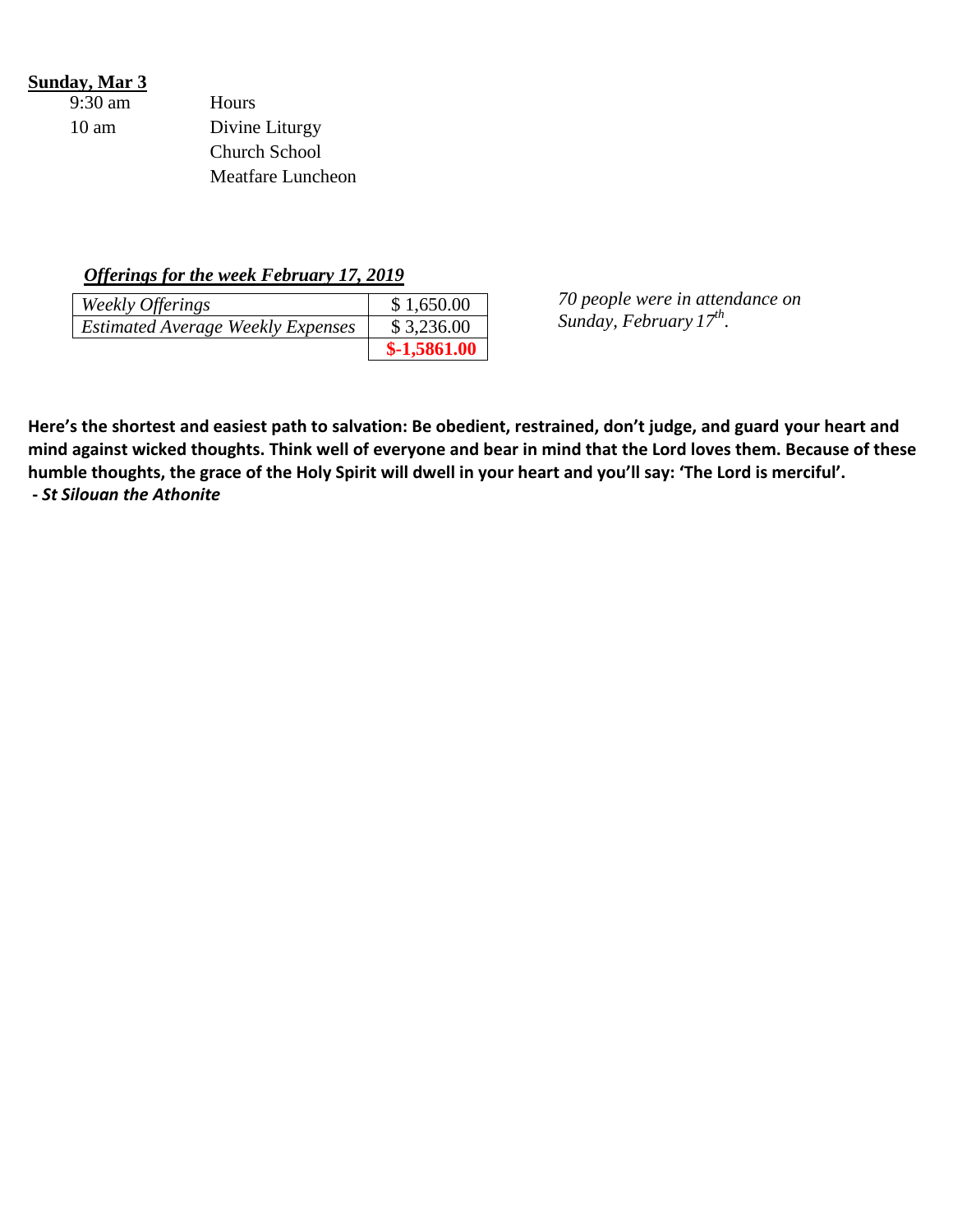**Sunday, Mar 3**

| | |
|---|---|
| 9:30 am | Hours |
| 10 am | Divine Liturgy |
| | Church School |
| | Meatfare Luncheon |

***Offerings for the week February 17, 2019***

| | |
|---|---|
| *Weekly Offerings* | $ 1,650.00 |
| *Estimated Average Weekly Expenses* | $ 3,236.00 |
| | **$-1,5861.00** |

*70 people were in attendance on Sunday, February 17th.*

**Here's the shortest and easiest path to salvation: Be obedient, restrained, don't judge, and guard your heart and mind against wicked thoughts. Think well of everyone and bear in mind that the Lord loves them. Because of these humble thoughts, the grace of the Holy Spirit will dwell in your heart and you'll say: 'The Lord is merciful'.**
**- *St Silouan the Athonite***